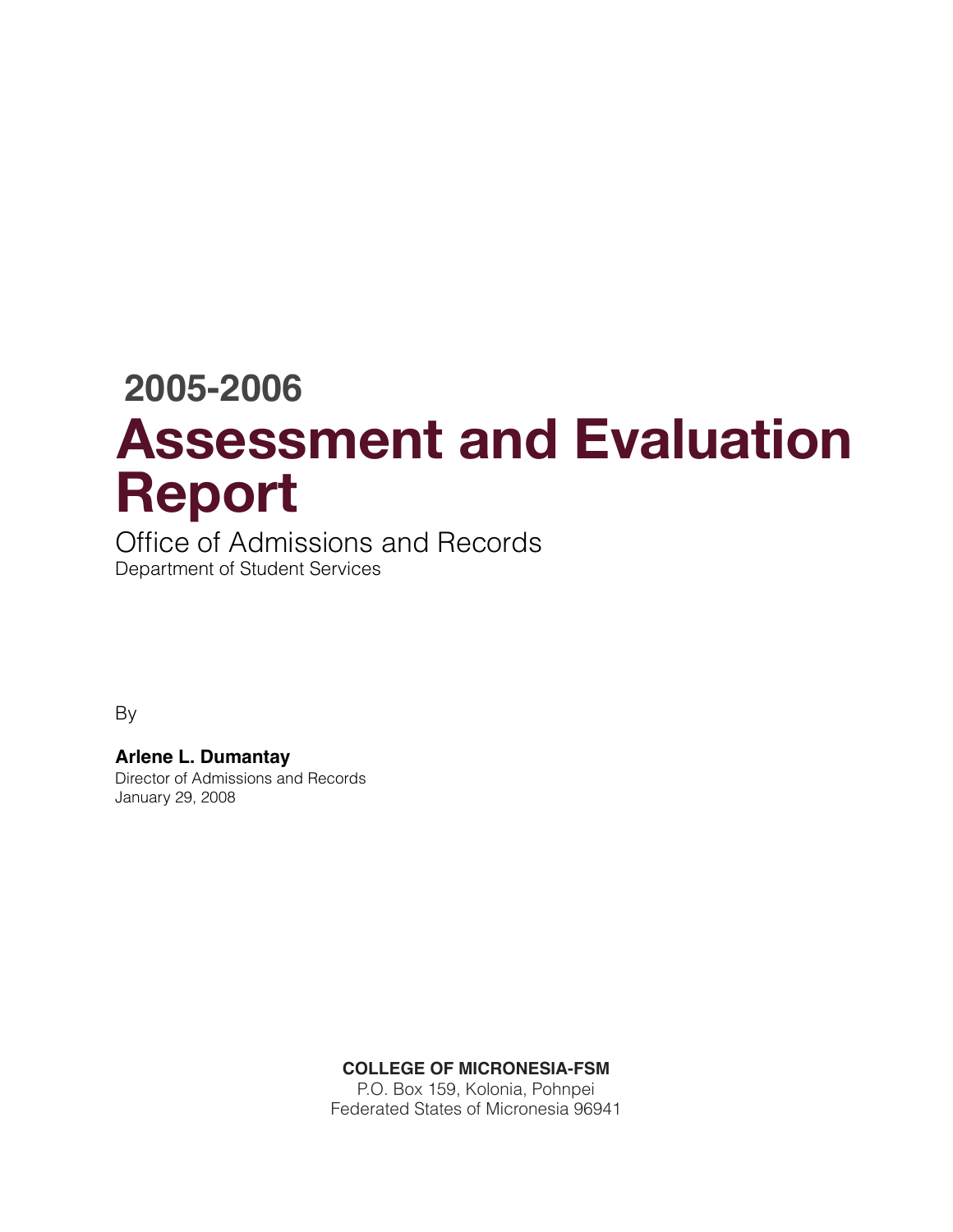**2005-2006**

# Assessment and Evaluation Report

## Office of Admissions and Records

Department of Student Services

By

**Arlene L. Dumantay**
Director of Admissions and Records
January 29, 2008

**COLLEGE OF MICRONESIA-FSM**
P.O. Box 159, Kolonia, Pohnpei
Federated States of Micronesia 96941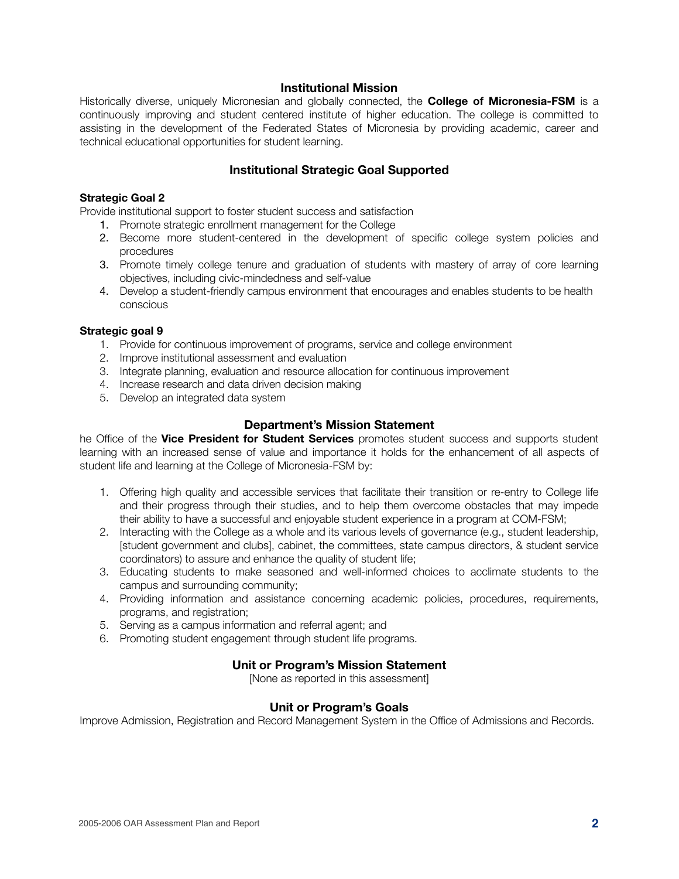## Institutional Mission

Historically diverse, uniquely Micronesian and globally connected, the **College of Micronesia-FSM** is a continuously improving and student centered institute of higher education. The college is committed to assisting in the development of the Federated States of Micronesia by providing academic, career and technical educational opportunities for student learning.

## Institutional Strategic Goal Supported

**Strategic Goal 2**

Provide institutional support to foster student success and satisfaction

1. Promote strategic enrollment management for the College
2. Become more student-centered in the development of specific college system policies and procedures
3. Promote timely college tenure and graduation of students with mastery of array of core learning objectives, including civic-mindedness and self-value
4. Develop a student-friendly campus environment that encourages and enables students to be health conscious

**Strategic goal 9**

1. Provide for continuous improvement of programs, service and college environment
2. Improve institutional assessment and evaluation
3. Integrate planning, evaluation and resource allocation for continuous improvement
4. Increase research and data driven decision making
5. Develop an integrated data system

## Department's Mission Statement

he Office of the **Vice President for Student Services** promotes student success and supports student learning with an increased sense of value and importance it holds for the enhancement of all aspects of student life and learning at the College of Micronesia-FSM by:

1. Offering high quality and accessible services that facilitate their transition or re-entry to College life and their progress through their studies, and to help them overcome obstacles that may impede their ability to have a successful and enjoyable student experience in a program at COM-FSM;
2. Interacting with the College as a whole and its various levels of governance (e.g., student leadership, [student government and clubs], cabinet, the committees, state campus directors, & student service coordinators) to assure and enhance the quality of student life;
3. Educating students to make seasoned and well-informed choices to acclimate students to the campus and surrounding community;
4. Providing information and assistance concerning academic policies, procedures, requirements, programs, and registration;
5. Serving as a campus information and referral agent; and
6. Promoting student engagement through student life programs.

## Unit or Program's Mission Statement

[None as reported in this assessment]

## Unit or Program's Goals

Improve Admission, Registration and Record Management System in the Office of Admissions and Records.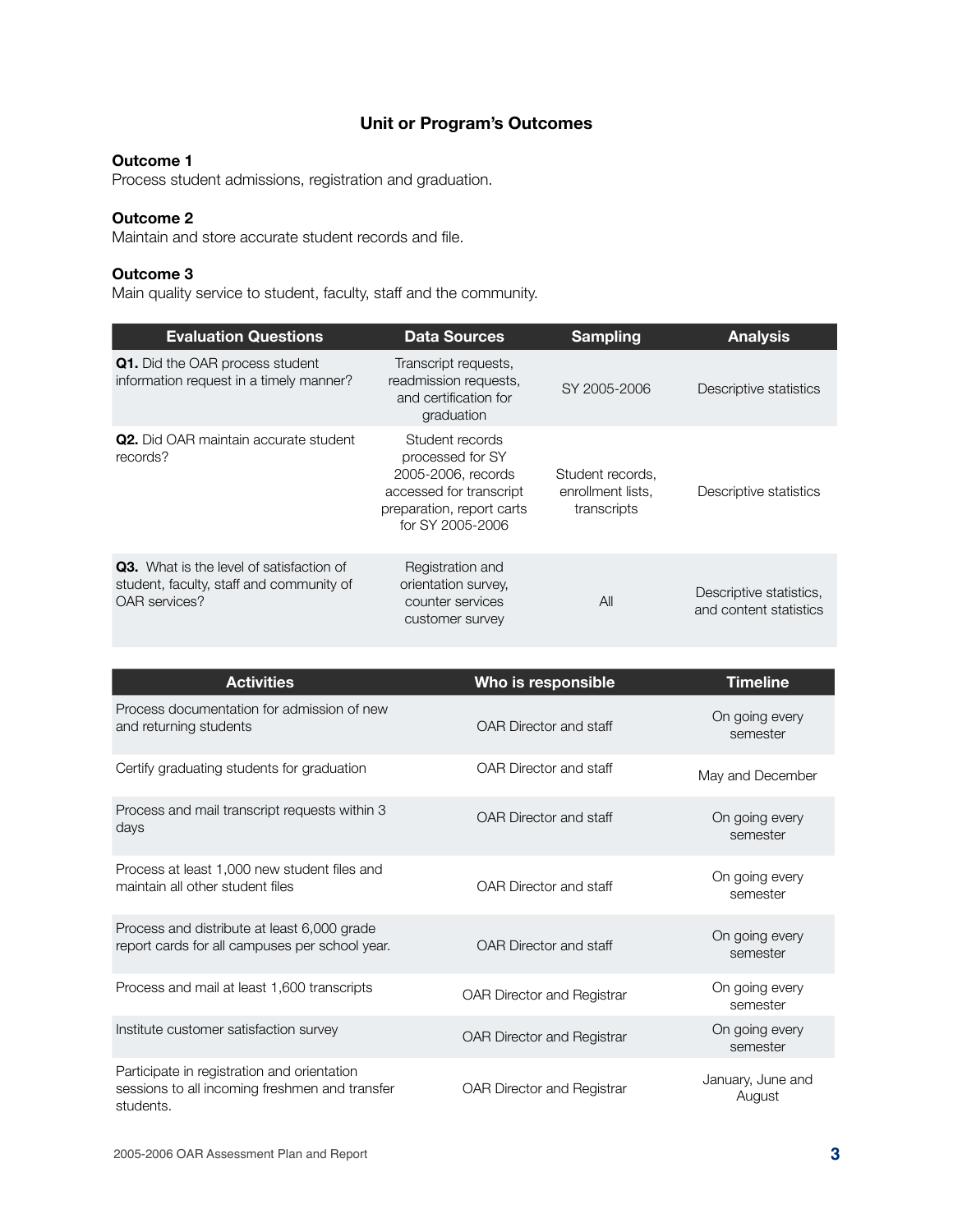## Unit or Program's Outcomes

**Outcome 1**
Process student admissions, registration and graduation.

**Outcome 2**
Maintain and store accurate student records and file.

**Outcome 3**
Main quality service to student, faculty, staff and the community.

| Evaluation Questions | Data Sources | Sampling | Analysis |
|---|---|---|---|
| **Q1.** Did the OAR process student information request in a timely manner? | Transcript requests, readmission requests, and certification for graduation | SY 2005-2006 | Descriptive statistics |
| **Q2.** Did OAR maintain accurate student records? | Student records processed for SY 2005-2006, records accessed for transcript preparation, report carts for SY 2005-2006 | Student records, enrollment lists, transcripts | Descriptive statistics |
| **Q3.** What is the level of satisfaction of student, faculty, staff and community of OAR services? | Registration and orientation survey, counter services customer survey | All | Descriptive statistics, and content statistics |

| Activities | Who is responsible | Timeline |
|---|---|---|
| Process documentation for admission of new and returning students | OAR Director and staff | On going every semester |
| Certify graduating students for graduation | OAR Director and staff | May and December |
| Process and mail transcript requests within 3 days | OAR Director and staff | On going every semester |
| Process at least 1,000 new student files and maintain all other student files | OAR Director and staff | On going every semester |
| Process and distribute at least 6,000 grade report cards for all campuses per school year. | OAR Director and staff | On going every semester |
| Process and mail at least 1,600 transcripts | OAR Director and Registrar | On going every semester |
| Institute customer satisfaction survey | OAR Director and Registrar | On going every semester |
| Participate in registration and orientation sessions to all incoming freshmen and transfer students. | OAR Director and Registrar | January, June and August |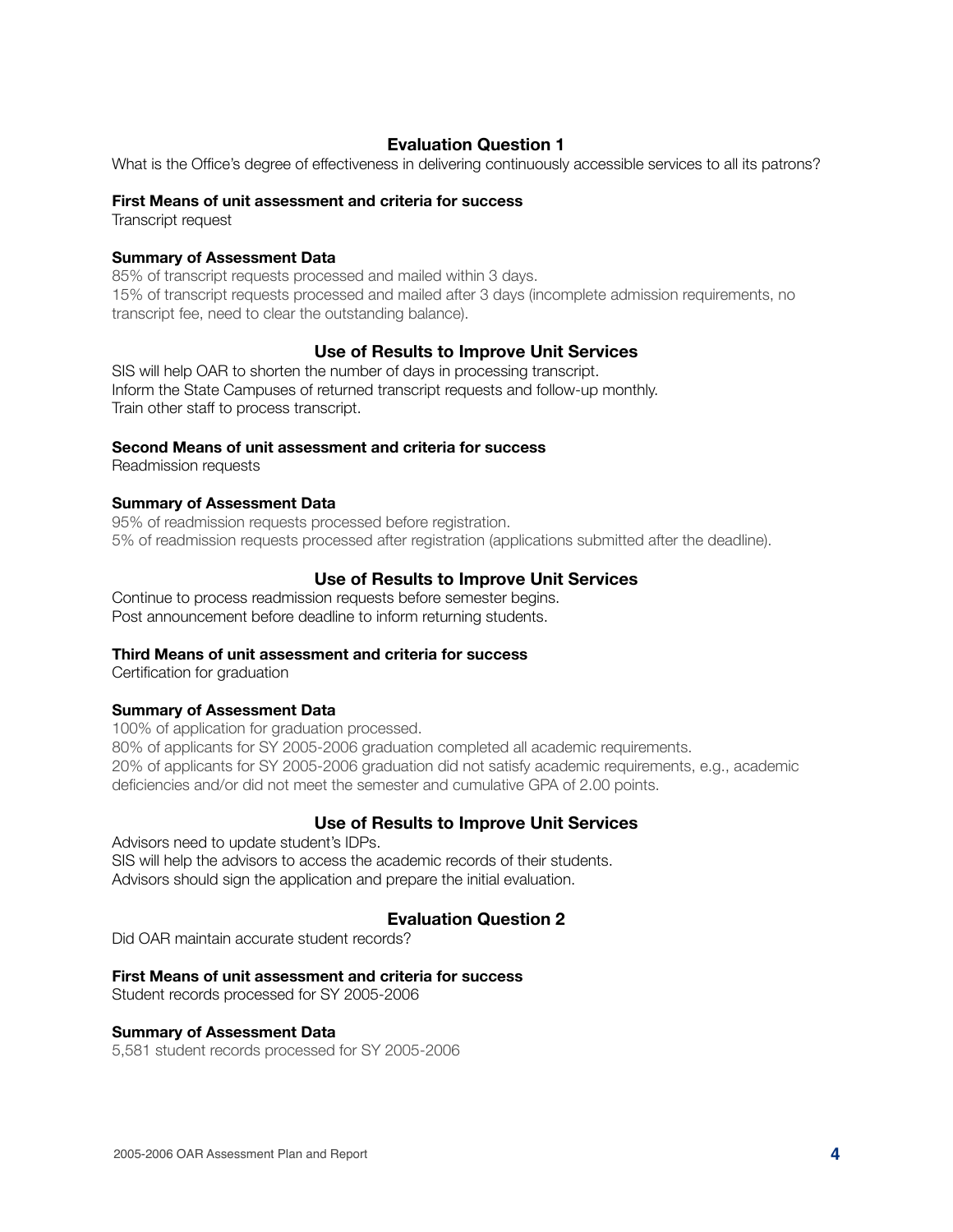## Evaluation Question 1

What is the Office's degree of effectiveness in delivering continuously accessible services to all its patrons?

**First Means of unit assessment and criteria for success**

Transcript request

**Summary of Assessment Data**

85% of transcript requests processed and mailed within 3 days.
15% of transcript requests processed and mailed after 3 days (incomplete admission requirements, no transcript fee, need to clear the outstanding balance).

### Use of Results to Improve Unit Services

SIS will help OAR to shorten the number of days in processing transcript.
Inform the State Campuses of returned transcript requests and follow-up monthly.
Train other staff to process transcript.

**Second Means of unit assessment and criteria for success**

Readmission requests

**Summary of Assessment Data**

95% of readmission requests processed before registration.
5% of readmission requests processed after registration (applications submitted after the deadline).

### Use of Results to Improve Unit Services

Continue to process readmission requests before semester begins.
Post announcement before deadline to inform returning students.

**Third Means of unit assessment and criteria for success**

Certification for graduation

**Summary of Assessment Data**

100% of application for graduation processed.
80% of applicants for SY 2005-2006 graduation completed all academic requirements.
20% of applicants for SY 2005-2006 graduation did not satisfy academic requirements, e.g., academic deficiencies and/or did not meet the semester and cumulative GPA of 2.00 points.

### Use of Results to Improve Unit Services

Advisors need to update student's IDPs.
SIS will help the advisors to access the academic records of their students.
Advisors should sign the application and prepare the initial evaluation.

## Evaluation Question 2

Did OAR maintain accurate student records?

**First Means of unit assessment and criteria for success**

Student records processed for SY 2005-2006

**Summary of Assessment Data**

5,581 student records processed for SY 2005-2006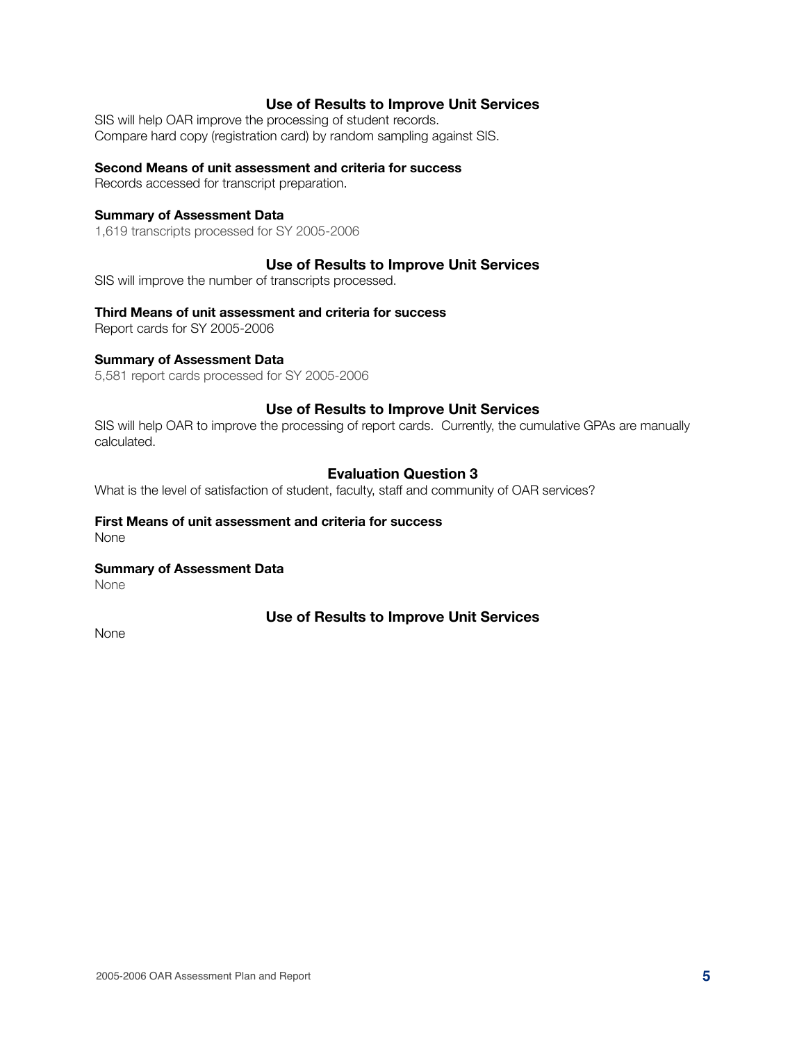### Use of Results to Improve Unit Services

SIS will help OAR improve the processing of student records.
Compare hard copy (registration card) by random sampling against SIS.

**Second Means of unit assessment and criteria for success**

Records accessed for transcript preparation.

**Summary of Assessment Data**

1,619 transcripts processed for SY 2005-2006

### Use of Results to Improve Unit Services

SIS will improve the number of transcripts processed.

**Third Means of unit assessment and criteria for success**

Report cards for SY 2005-2006

**Summary of Assessment Data**

5,581 report cards processed for SY 2005-2006

### Use of Results to Improve Unit Services

SIS will help OAR to improve the processing of report cards. Currently, the cumulative GPAs are manually calculated.

### Evaluation Question 3

What is the level of satisfaction of student, faculty, staff and community of OAR services?

**First Means of unit assessment and criteria for success**

None

**Summary of Assessment Data**

None

### Use of Results to Improve Unit Services

None